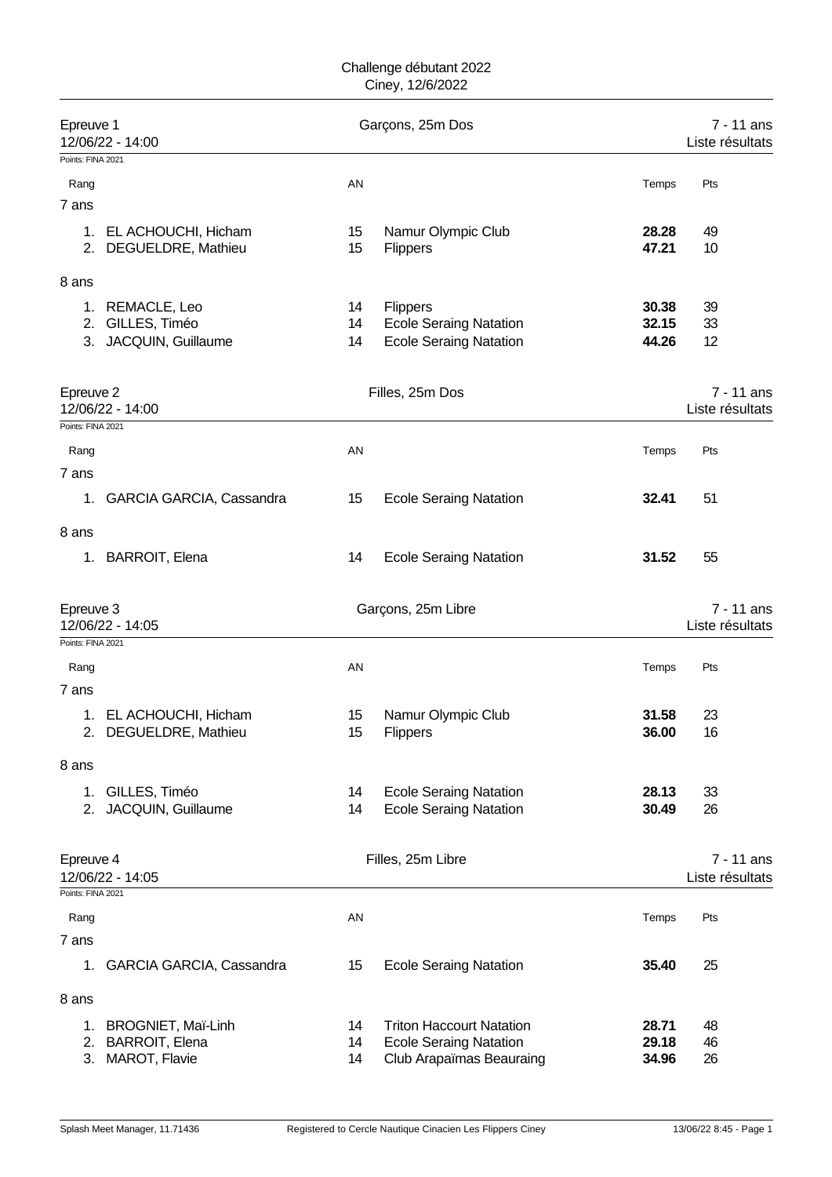Challenge débutant 2022
Ciney, 12/6/2022

## Epreuve 1 — Garçons, 25m Dos — 7 - 11 ans

12/06/22 - 14:00 — Liste résultats

Points: FINA 2021

| Rang | | AN | | Temps | Pts |
|---|---|---|---|---|---|
| **7 ans** | | | | | |
| 1. | EL ACHOUCHI, Hicham | 15 | Namur Olympic Club | **28.28** | 49 |
| 2. | DEGUELDRE, Mathieu | 15 | Flippers | **47.21** | 10 |
| **8 ans** | | | | | |
| 1. | REMACLE, Leo | 14 | Flippers | **30.38** | 39 |
| 2. | GILLES, Timéo | 14 | Ecole Seraing Natation | **32.15** | 33 |
| 3. | JACQUIN, Guillaume | 14 | Ecole Seraing Natation | **44.26** | 12 |

## Epreuve 2 — Filles, 25m Dos — 7 - 11 ans

12/06/22 - 14:00 — Liste résultats

Points: FINA 2021

| Rang | | AN | | Temps | Pts |
|---|---|---|---|---|---|
| **7 ans** | | | | | |
| 1. | GARCIA GARCIA, Cassandra | 15 | Ecole Seraing Natation | **32.41** | 51 |
| **8 ans** | | | | | |
| 1. | BARROIT, Elena | 14 | Ecole Seraing Natation | **31.52** | 55 |

## Epreuve 3 — Garçons, 25m Libre — 7 - 11 ans

12/06/22 - 14:05 — Liste résultats

Points: FINA 2021

| Rang | | AN | | Temps | Pts |
|---|---|---|---|---|---|
| **7 ans** | | | | | |
| 1. | EL ACHOUCHI, Hicham | 15 | Namur Olympic Club | **31.58** | 23 |
| 2. | DEGUELDRE, Mathieu | 15 | Flippers | **36.00** | 16 |
| **8 ans** | | | | | |
| 1. | GILLES, Timéo | 14 | Ecole Seraing Natation | **28.13** | 33 |
| 2. | JACQUIN, Guillaume | 14 | Ecole Seraing Natation | **30.49** | 26 |

## Epreuve 4 — Filles, 25m Libre — 7 - 11 ans

12/06/22 - 14:05 — Liste résultats

Points: FINA 2021

| Rang | | AN | | Temps | Pts |
|---|---|---|---|---|---|
| **7 ans** | | | | | |
| 1. | GARCIA GARCIA, Cassandra | 15 | Ecole Seraing Natation | **35.40** | 25 |
| **8 ans** | | | | | |
| 1. | BROGNIET, Maï-Linh | 14 | Triton Haccourt Natation | **28.71** | 48 |
| 2. | BARROIT, Elena | 14 | Ecole Seraing Natation | **29.18** | 46 |
| 3. | MAROT, Flavie | 14 | Club Arapaïmas Beauraing | **34.96** | 26 |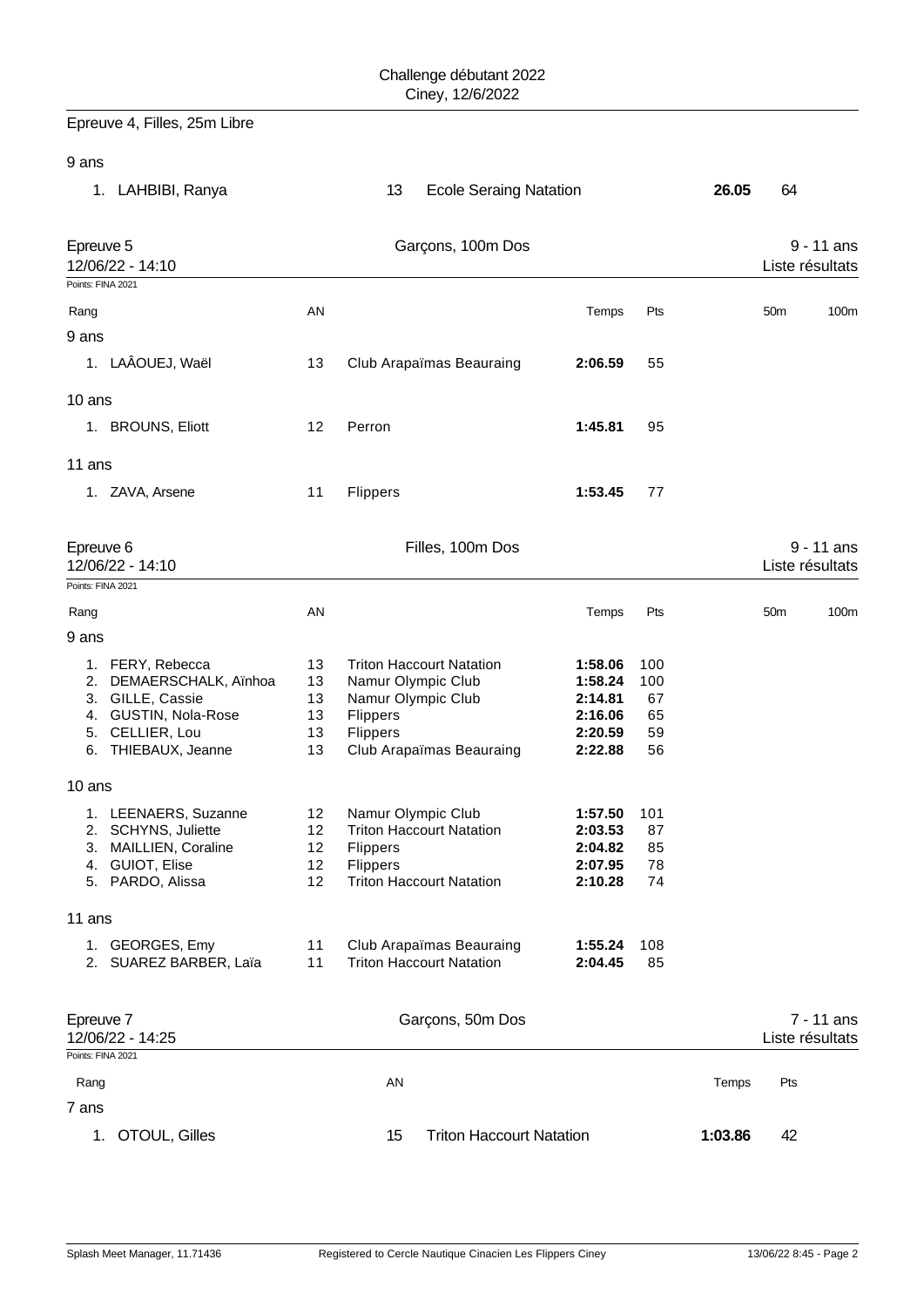Challenge débutant 2022
Ciney, 12/6/2022

## Epreuve 4, Filles, 25m Libre

9 ans

| Rang | Nom | AN | Club | Temps | Pts |
|---|---|---|---|---|---|
| 1. | LAHBIBI, Ranya | 13 | Ecole Seraing Natation | **26.05** | 64 |

## Epreuve 5 — Garçons, 100m Dos — 9 - 11 ans

12/06/22 - 14:10 — Liste résultats

Points: FINA 2021

| Rang | | AN | | Temps | Pts | 50m | 100m |
|---|---|---|---|---|---|---|---|
| **9 ans** | | | | | | | |
| 1. | LAÂOUEJ, Waël | 13 | Club Arapaïmas Beauraing | **2:06.59** | 55 | | |
| **10 ans** | | | | | | | |
| 1. | BROUNS, Eliott | 12 | Perron | **1:45.81** | 95 | | |
| **11 ans** | | | | | | | |
| 1. | ZAVA, Arsene | 11 | Flippers | **1:53.45** | 77 | | |

## Epreuve 6 — Filles, 100m Dos — 9 - 11 ans

12/06/22 - 14:10 — Liste résultats

Points: FINA 2021

| Rang | | AN | | Temps | Pts | 50m | 100m |
|---|---|---|---|---|---|---|---|
| **9 ans** | | | | | | | |
| 1. | FERY, Rebecca | 13 | Triton Haccourt Natation | **1:58.06** | 100 | | |
| 2. | DEMAERSCHALK, Aïnhoa | 13 | Namur Olympic Club | **1:58.24** | 100 | | |
| 3. | GILLE, Cassie | 13 | Namur Olympic Club | **2:14.81** | 67 | | |
| 4. | GUSTIN, Nola-Rose | 13 | Flippers | **2:16.06** | 65 | | |
| 5. | CELLIER, Lou | 13 | Flippers | **2:20.59** | 59 | | |
| 6. | THIEBAUX, Jeanne | 13 | Club Arapaïmas Beauraing | **2:22.88** | 56 | | |
| **10 ans** | | | | | | | |
| 1. | LEENAERS, Suzanne | 12 | Namur Olympic Club | **1:57.50** | 101 | | |
| 2. | SCHYNS, Juliette | 12 | Triton Haccourt Natation | **2:03.53** | 87 | | |
| 3. | MAILLIEN, Coraline | 12 | Flippers | **2:04.82** | 85 | | |
| 4. | GUIOT, Elise | 12 | Flippers | **2:07.95** | 78 | | |
| 5. | PARDO, Alissa | 12 | Triton Haccourt Natation | **2:10.28** | 74 | | |
| **11 ans** | | | | | | | |
| 1. | GEORGES, Emy | 11 | Club Arapaïmas Beauraing | **1:55.24** | 108 | | |
| 2. | SUAREZ BARBER, Laïa | 11 | Triton Haccourt Natation | **2:04.45** | 85 | | |

## Epreuve 7 — Garçons, 50m Dos — 7 - 11 ans

12/06/22 - 14:25 — Liste résultats

Points: FINA 2021

| Rang | | AN | | Temps | Pts |
|---|---|---|---|---|---|
| **7 ans** | | | | | |
| 1. | OTOUL, Gilles | 15 | Triton Haccourt Natation | **1:03.86** | 42 |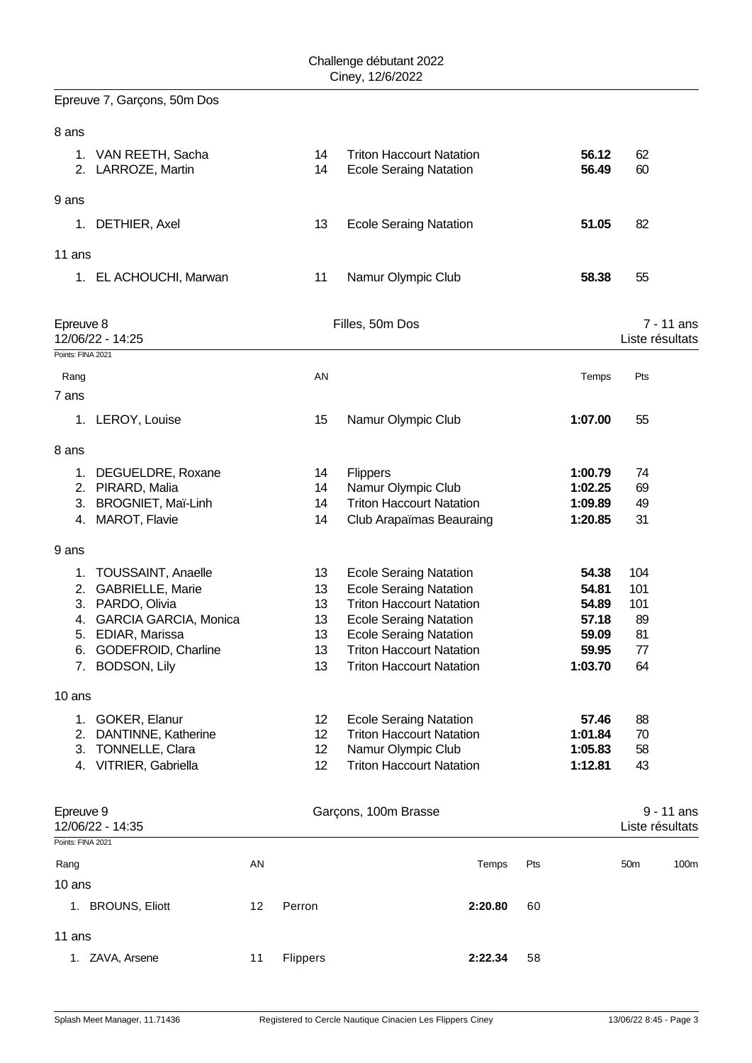Epreuve 7, Garçons, 50m Dos

8 ans

| Rang | Nom | AN | Club | Temps | Pts |
|---|---|---|---|---|---|
| 1. | VAN REETH, Sacha | 14 | Triton Haccourt Natation | **56.12** | 62 |
| 2. | LARROZE, Martin | 14 | Ecole Seraing Natation | **56.49** | 60 |

9 ans

| Rang | Nom | AN | Club | Temps | Pts |
|---|---|---|---|---|---|
| 1. | DETHIER, Axel | 13 | Ecole Seraing Natation | **51.05** | 82 |

11 ans

| Rang | Nom | AN | Club | Temps | Pts |
|---|---|---|---|---|---|
| 1. | EL ACHOUCHI, Marwan | 11 | Namur Olympic Club | **58.38** | 55 |

## Epreuve 8 — Filles, 50m Dos — 7 - 11 ans

12/06/22 - 14:25 — Liste résultats

Points: FINA 2021

7 ans

| Rang | Nom | AN | Club | Temps | Pts |
|---|---|---|---|---|---|
| 1. | LEROY, Louise | 15 | Namur Olympic Club | **1:07.00** | 55 |

8 ans

| Rang | Nom | AN | Club | Temps | Pts |
|---|---|---|---|---|---|
| 1. | DEGUELDRE, Roxane | 14 | Flippers | **1:00.79** | 74 |
| 2. | PIRARD, Malia | 14 | Namur Olympic Club | **1:02.25** | 69 |
| 3. | BROGNIET, Maï-Linh | 14 | Triton Haccourt Natation | **1:09.89** | 49 |
| 4. | MAROT, Flavie | 14 | Club Arapaïmas Beauraing | **1:20.85** | 31 |

9 ans

| Rang | Nom | AN | Club | Temps | Pts |
|---|---|---|---|---|---|
| 1. | TOUSSAINT, Anaelle | 13 | Ecole Seraing Natation | **54.38** | 104 |
| 2. | GABRIELLE, Marie | 13 | Ecole Seraing Natation | **54.81** | 101 |
| 3. | PARDO, Olivia | 13 | Triton Haccourt Natation | **54.89** | 101 |
| 4. | GARCIA GARCIA, Monica | 13 | Ecole Seraing Natation | **57.18** | 89 |
| 5. | EDIAR, Marissa | 13 | Ecole Seraing Natation | **59.09** | 81 |
| 6. | GODEFROID, Charline | 13 | Triton Haccourt Natation | **59.95** | 77 |
| 7. | BODSON, Lily | 13 | Triton Haccourt Natation | **1:03.70** | 64 |

10 ans

| Rang | Nom | AN | Club | Temps | Pts |
|---|---|---|---|---|---|
| 1. | GOKER, Elanur | 12 | Ecole Seraing Natation | **57.46** | 88 |
| 2. | DANTINNE, Katherine | 12 | Triton Haccourt Natation | **1:01.84** | 70 |
| 3. | TONNELLE, Clara | 12 | Namur Olympic Club | **1:05.83** | 58 |
| 4. | VITRIER, Gabriella | 12 | Triton Haccourt Natation | **1:12.81** | 43 |

## Epreuve 9 — Garçons, 100m Brasse — 9 - 11 ans

12/06/22 - 14:35 — Liste résultats

Points: FINA 2021

10 ans

| Rang | Nom | AN | Club | Temps | Pts | 50m | 100m |
|---|---|---|---|---|---|---|---|
| 1. | BROUNS, Eliott | 12 | Perron | **2:20.80** | 60 | | |

11 ans

| Rang | Nom | AN | Club | Temps | Pts | 50m | 100m |
|---|---|---|---|---|---|---|---|
| 1. | ZAVA, Arsene | 11 | Flippers | **2:22.34** | 58 | | |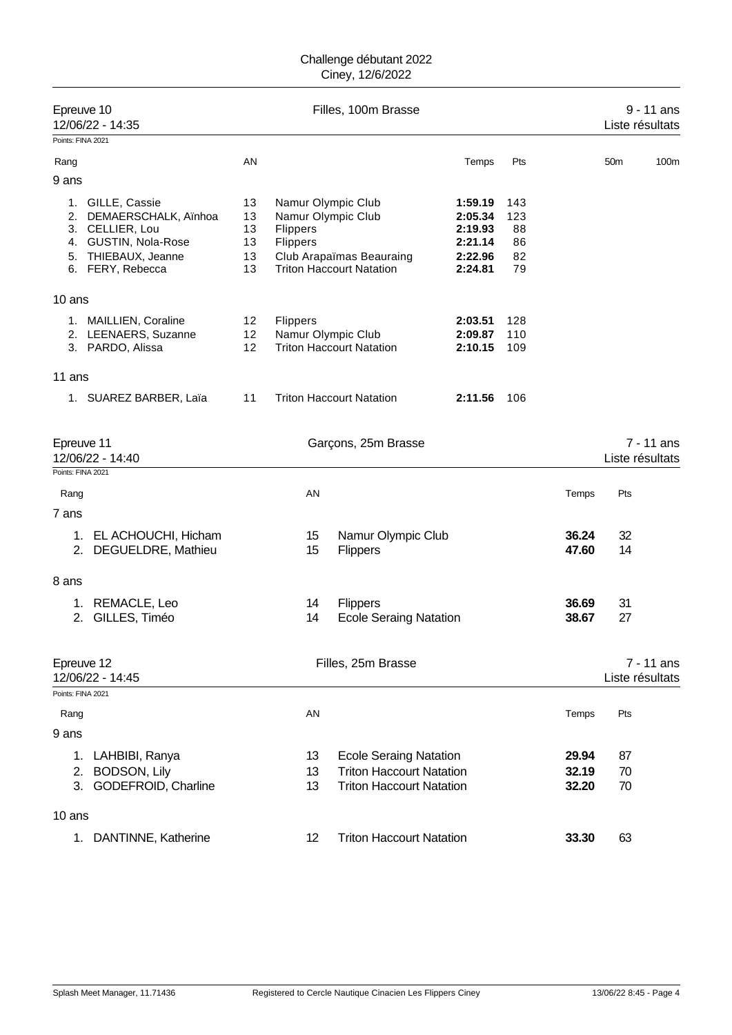Challenge débutant 2022
Ciney, 12/6/2022

## Epreuve 10 — Filles, 100m Brasse — 9 - 11 ans

12/06/22 - 14:35 — Liste résultats

Points: FINA 2021

| Rang | | AN | | Temps | Pts | 50m | 100m |
|---|---|---|---|---|---|---|---|
| **9 ans** | | | | | | | |
| 1. | GILLE, Cassie | 13 | Namur Olympic Club | **1:59.19** | 143 | | |
| 2. | DEMAERSCHALK, Aïnhoa | 13 | Namur Olympic Club | **2:05.34** | 123 | | |
| 3. | CELLIER, Lou | 13 | Flippers | **2:19.93** | 88 | | |
| 4. | GUSTIN, Nola-Rose | 13 | Flippers | **2:21.14** | 86 | | |
| 5. | THIEBAUX, Jeanne | 13 | Club Arapaïmas Beauraing | **2:22.96** | 82 | | |
| 6. | FERY, Rebecca | 13 | Triton Haccourt Natation | **2:24.81** | 79 | | |
| **10 ans** | | | | | | | |
| 1. | MAILLIEN, Coraline | 12 | Flippers | **2:03.51** | 128 | | |
| 2. | LEENAERS, Suzanne | 12 | Namur Olympic Club | **2:09.87** | 110 | | |
| 3. | PARDO, Alissa | 12 | Triton Haccourt Natation | **2:10.15** | 109 | | |
| **11 ans** | | | | | | | |
| 1. | SUAREZ BARBER, Laïa | 11 | Triton Haccourt Natation | **2:11.56** | 106 | | |

## Epreuve 11 — Garçons, 25m Brasse — 7 - 11 ans

12/06/22 - 14:40 — Liste résultats

Points: FINA 2021

| Rang | | AN | | Temps | Pts |
|---|---|---|---|---|---|
| **7 ans** | | | | | |
| 1. | EL ACHOUCHI, Hicham | 15 | Namur Olympic Club | **36.24** | 32 |
| 2. | DEGUELDRE, Mathieu | 15 | Flippers | **47.60** | 14 |
| **8 ans** | | | | | |
| 1. | REMACLE, Leo | 14 | Flippers | **36.69** | 31 |
| 2. | GILLES, Timéo | 14 | Ecole Seraing Natation | **38.67** | 27 |

## Epreuve 12 — Filles, 25m Brasse — 7 - 11 ans

12/06/22 - 14:45 — Liste résultats

Points: FINA 2021

| Rang | | AN | | Temps | Pts |
|---|---|---|---|---|---|
| **9 ans** | | | | | |
| 1. | LAHBIBI, Ranya | 13 | Ecole Seraing Natation | **29.94** | 87 |
| 2. | BODSON, Lily | 13 | Triton Haccourt Natation | **32.19** | 70 |
| 3. | GODEFROID, Charline | 13 | Triton Haccourt Natation | **32.20** | 70 |
| **10 ans** | | | | | |
| 1. | DANTINNE, Katherine | 12 | Triton Haccourt Natation | **33.30** | 63 |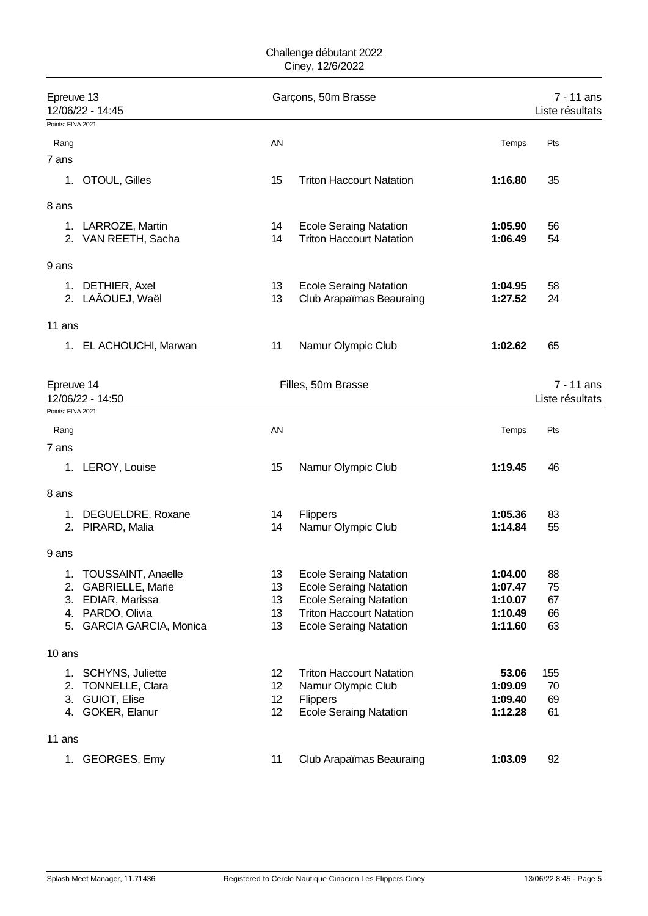Challenge débutant 2022
Ciney, 12/6/2022

## Epreuve 13 — Garçons, 50m Brasse — 7 - 11 ans

12/06/22 - 14:45 — Liste résultats

Points: FINA 2021

| Rang | | AN | | Temps | Pts |
|---|---|---|---|---|---|
| **7 ans** | | | | | |
| 1. | OTOUL, Gilles | 15 | Triton Haccourt Natation | **1:16.80** | 35 |
| **8 ans** | | | | | |
| 1. | LARROZE, Martin | 14 | Ecole Seraing Natation | **1:05.90** | 56 |
| 2. | VAN REETH, Sacha | 14 | Triton Haccourt Natation | **1:06.49** | 54 |
| **9 ans** | | | | | |
| 1. | DETHIER, Axel | 13 | Ecole Seraing Natation | **1:04.95** | 58 |
| 2. | LAÂOUEJ, Waël | 13 | Club Arapaïmas Beauraing | **1:27.52** | 24 |
| **11 ans** | | | | | |
| 1. | EL ACHOUCHI, Marwan | 11 | Namur Olympic Club | **1:02.62** | 65 |

## Epreuve 14 — Filles, 50m Brasse — 7 - 11 ans

12/06/22 - 14:50 — Liste résultats

Points: FINA 2021

| Rang | | AN | | Temps | Pts |
|---|---|---|---|---|---|
| **7 ans** | | | | | |
| 1. | LEROY, Louise | 15 | Namur Olympic Club | **1:19.45** | 46 |
| **8 ans** | | | | | |
| 1. | DEGUELDRE, Roxane | 14 | Flippers | **1:05.36** | 83 |
| 2. | PIRARD, Malia | 14 | Namur Olympic Club | **1:14.84** | 55 |
| **9 ans** | | | | | |
| 1. | TOUSSAINT, Anaelle | 13 | Ecole Seraing Natation | **1:04.00** | 88 |
| 2. | GABRIELLE, Marie | 13 | Ecole Seraing Natation | **1:07.47** | 75 |
| 3. | EDIAR, Marissa | 13 | Ecole Seraing Natation | **1:10.07** | 67 |
| 4. | PARDO, Olivia | 13 | Triton Haccourt Natation | **1:10.49** | 66 |
| 5. | GARCIA GARCIA, Monica | 13 | Ecole Seraing Natation | **1:11.60** | 63 |
| **10 ans** | | | | | |
| 1. | SCHYNS, Juliette | 12 | Triton Haccourt Natation | **53.06** | 155 |
| 2. | TONNELLE, Clara | 12 | Namur Olympic Club | **1:09.09** | 70 |
| 3. | GUIOT, Elise | 12 | Flippers | **1:09.40** | 69 |
| 4. | GOKER, Elanur | 12 | Ecole Seraing Natation | **1:12.28** | 61 |
| **11 ans** | | | | | |
| 1. | GEORGES, Emy | 11 | Club Arapaïmas Beauraing | **1:03.09** | 92 |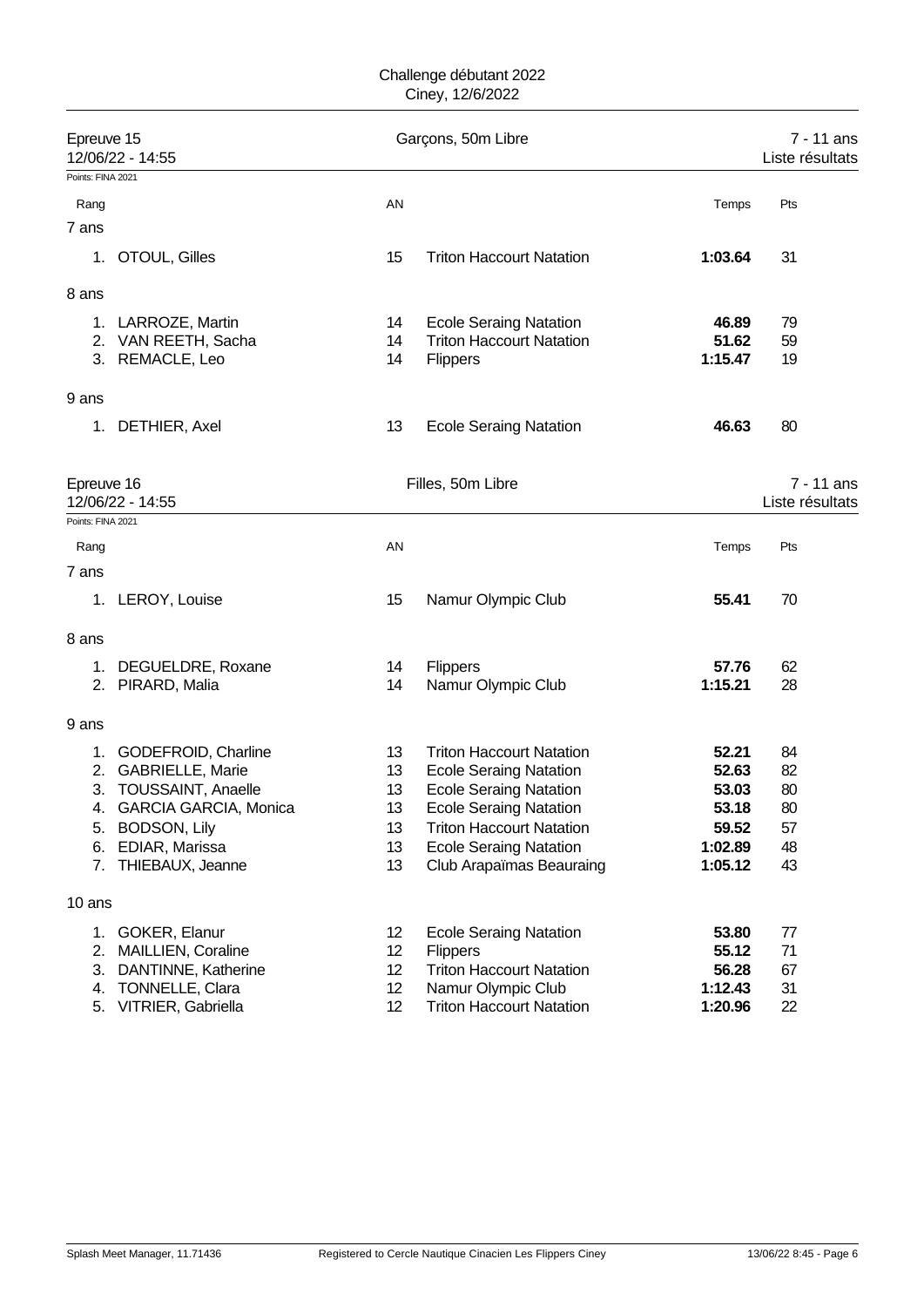Challenge débutant 2022
Ciney, 12/6/2022

## Epreuve 15 — Garçons, 50m Libre — 7 - 11 ans

12/06/22 - 14:55 — Liste résultats

Points: FINA 2021

| Rang | | AN | | Temps | Pts |
|---|---|---|---|---|---|
| **7 ans** | | | | | |
| 1. | OTOUL, Gilles | 15 | Triton Haccourt Natation | **1:03.64** | 31 |
| **8 ans** | | | | | |
| 1. | LARROZE, Martin | 14 | Ecole Seraing Natation | **46.89** | 79 |
| 2. | VAN REETH, Sacha | 14 | Triton Haccourt Natation | **51.62** | 59 |
| 3. | REMACLE, Leo | 14 | Flippers | **1:15.47** | 19 |
| **9 ans** | | | | | |
| 1. | DETHIER, Axel | 13 | Ecole Seraing Natation | **46.63** | 80 |

## Epreuve 16 — Filles, 50m Libre — 7 - 11 ans

12/06/22 - 14:55 — Liste résultats

Points: FINA 2021

| Rang | | AN | | Temps | Pts |
|---|---|---|---|---|---|
| **7 ans** | | | | | |
| 1. | LEROY, Louise | 15 | Namur Olympic Club | **55.41** | 70 |
| **8 ans** | | | | | |
| 1. | DEGUELDRE, Roxane | 14 | Flippers | **57.76** | 62 |
| 2. | PIRARD, Malia | 14 | Namur Olympic Club | **1:15.21** | 28 |
| **9 ans** | | | | | |
| 1. | GODEFROID, Charline | 13 | Triton Haccourt Natation | **52.21** | 84 |
| 2. | GABRIELLE, Marie | 13 | Ecole Seraing Natation | **52.63** | 82 |
| 3. | TOUSSAINT, Anaelle | 13 | Ecole Seraing Natation | **53.03** | 80 |
| 4. | GARCIA GARCIA, Monica | 13 | Ecole Seraing Natation | **53.18** | 80 |
| 5. | BODSON, Lily | 13 | Triton Haccourt Natation | **59.52** | 57 |
| 6. | EDIAR, Marissa | 13 | Ecole Seraing Natation | **1:02.89** | 48 |
| 7. | THIEBAUX, Jeanne | 13 | Club Arapaïmas Beauraing | **1:05.12** | 43 |
| **10 ans** | | | | | |
| 1. | GOKER, Elanur | 12 | Ecole Seraing Natation | **53.80** | 77 |
| 2. | MAILLIEN, Coraline | 12 | Flippers | **55.12** | 71 |
| 3. | DANTINNE, Katherine | 12 | Triton Haccourt Natation | **56.28** | 67 |
| 4. | TONNELLE, Clara | 12 | Namur Olympic Club | **1:12.43** | 31 |
| 5. | VITRIER, Gabriella | 12 | Triton Haccourt Natation | **1:20.96** | 22 |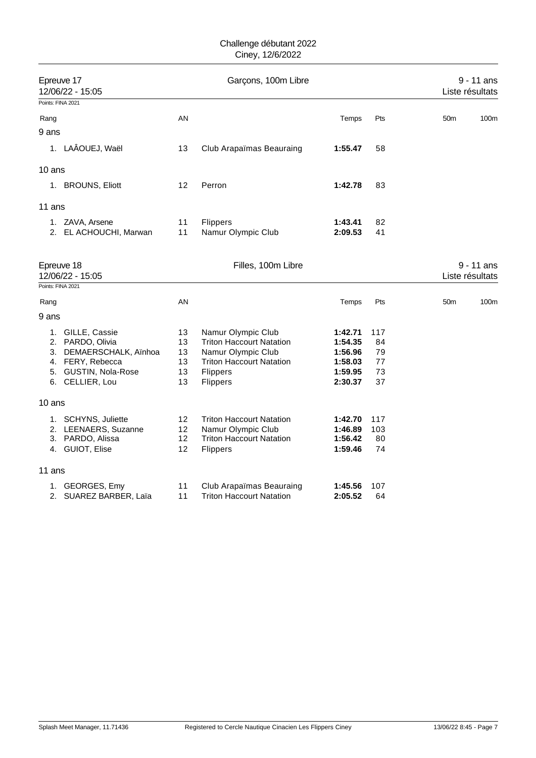Challenge débutant 2022
Ciney, 12/6/2022

## Epreuve 17 — Garçons, 100m Libre — 9 - 11 ans

12/06/22 - 15:05 — Liste résultats

Points: FINA 2021

| Rang | | AN | | Temps | Pts | 50m | 100m |
|---|---|---|---|---|---|---|---|
| **9 ans** | | | | | | | |
| 1. | LAÂOUEJ, Waël | 13 | Club Arapaïmas Beauraing | **1:55.47** | 58 | | |
| **10 ans** | | | | | | | |
| 1. | BROUNS, Eliott | 12 | Perron | **1:42.78** | 83 | | |
| **11 ans** | | | | | | | |
| 1. | ZAVA, Arsene | 11 | Flippers | **1:43.41** | 82 | | |
| 2. | EL ACHOUCHI, Marwan | 11 | Namur Olympic Club | **2:09.53** | 41 | | |

## Epreuve 18 — Filles, 100m Libre — 9 - 11 ans

12/06/22 - 15:05 — Liste résultats

Points: FINA 2021

| Rang | | AN | | Temps | Pts | 50m | 100m |
|---|---|---|---|---|---|---|---|
| **9 ans** | | | | | | | |
| 1. | GILLE, Cassie | 13 | Namur Olympic Club | **1:42.71** | 117 | | |
| 2. | PARDO, Olivia | 13 | Triton Haccourt Natation | **1:54.35** | 84 | | |
| 3. | DEMAERSCHALK, Aïnhoa | 13 | Namur Olympic Club | **1:56.96** | 79 | | |
| 4. | FERY, Rebecca | 13 | Triton Haccourt Natation | **1:58.03** | 77 | | |
| 5. | GUSTIN, Nola-Rose | 13 | Flippers | **1:59.95** | 73 | | |
| 6. | CELLIER, Lou | 13 | Flippers | **2:30.37** | 37 | | |
| **10 ans** | | | | | | | |
| 1. | SCHYNS, Juliette | 12 | Triton Haccourt Natation | **1:42.70** | 117 | | |
| 2. | LEENAERS, Suzanne | 12 | Namur Olympic Club | **1:46.89** | 103 | | |
| 3. | PARDO, Alissa | 12 | Triton Haccourt Natation | **1:56.42** | 80 | | |
| 4. | GUIOT, Elise | 12 | Flippers | **1:59.46** | 74 | | |
| **11 ans** | | | | | | | |
| 1. | GEORGES, Emy | 11 | Club Arapaïmas Beauraing | **1:45.56** | 107 | | |
| 2. | SUAREZ BARBER, Laïa | 11 | Triton Haccourt Natation | **2:05.52** | 64 | | |